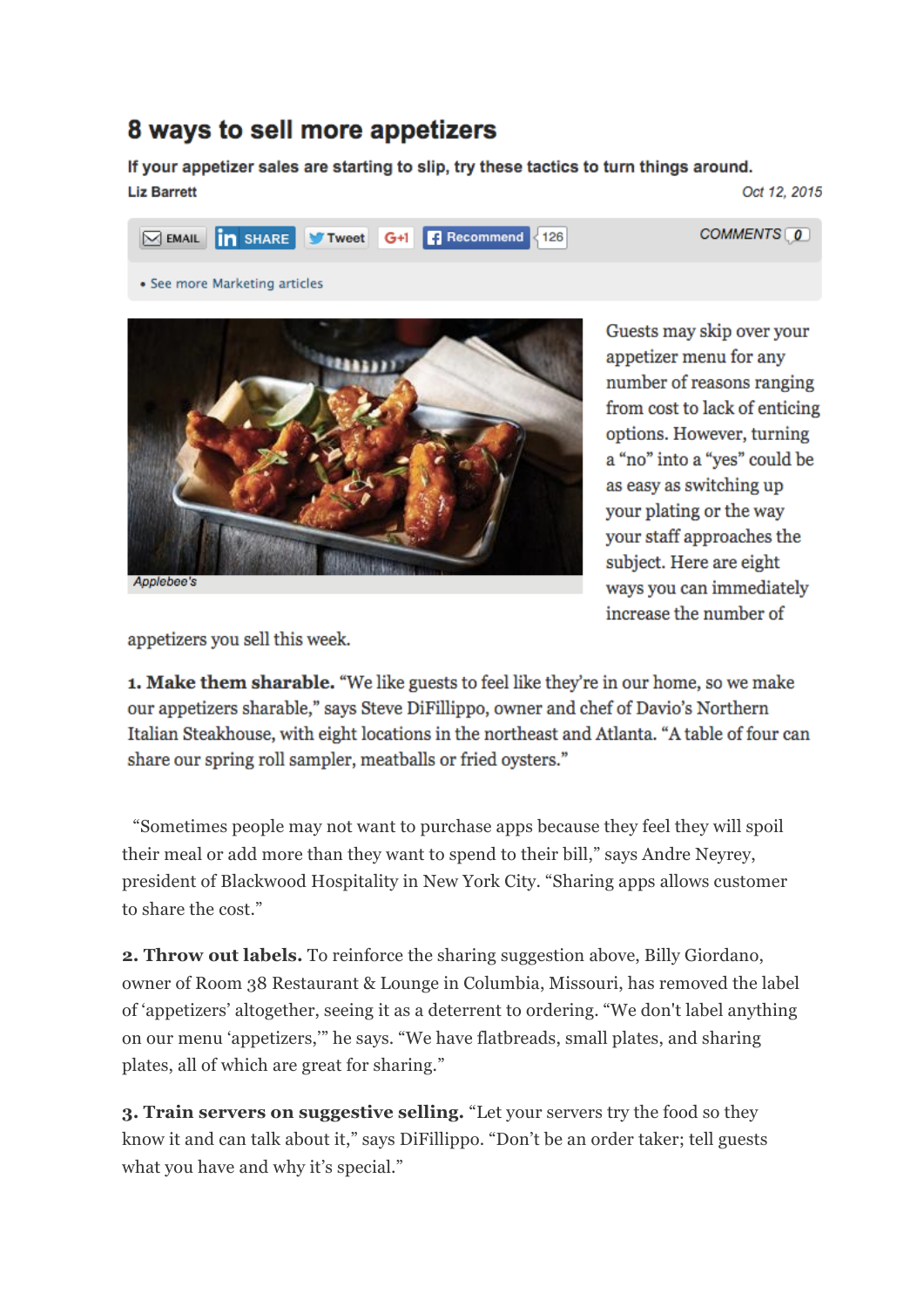# 8 ways to sell more appetizers

**If your appetizer sales are starting to slip, try these tactics to turn things around.**

**Liz Barrett** *Oct 12, 2015*

EMAIL SHARE Tweet G+1 Recommend 126 COMMENTS 0

• See more Marketing articles

*Applebee's*

Guests may skip over your appetizer menu for any number of reasons ranging from cost to lack of enticing options. However, turning a "no" into a "yes" could be as easy as switching up your plating or the way your staff approaches the subject. Here are eight ways you can immediately increase the number of appetizers you sell this week.

**1. Make them sharable.** "We like guests to feel like they're in our home, so we make our appetizers sharable," says Steve DiFillippo, owner and chef of Davio's Northern Italian Steakhouse, with eight locations in the northeast and Atlanta. "A table of four can share our spring roll sampler, meatballs or fried oysters."

"Sometimes people may not want to purchase apps because they feel they will spoil their meal or add more than they want to spend to their bill," says Andre Neyrey, president of Blackwood Hospitality in New York City. "Sharing apps allows customer to share the cost."

**2. Throw out labels.** To reinforce the sharing suggestion above, Billy Giordano, owner of Room 38 Restaurant & Lounge in Columbia, Missouri, has removed the label of 'appetizers' altogether, seeing it as a deterrent to ordering. "We don't label anything on our menu 'appetizers,'" he says. "We have flatbreads, small plates, and sharing plates, all of which are great for sharing."

**3. Train servers on suggestive selling.** "Let your servers try the food so they know it and can talk about it," says DiFillippo. "Don't be an order taker; tell guests what you have and why it's special."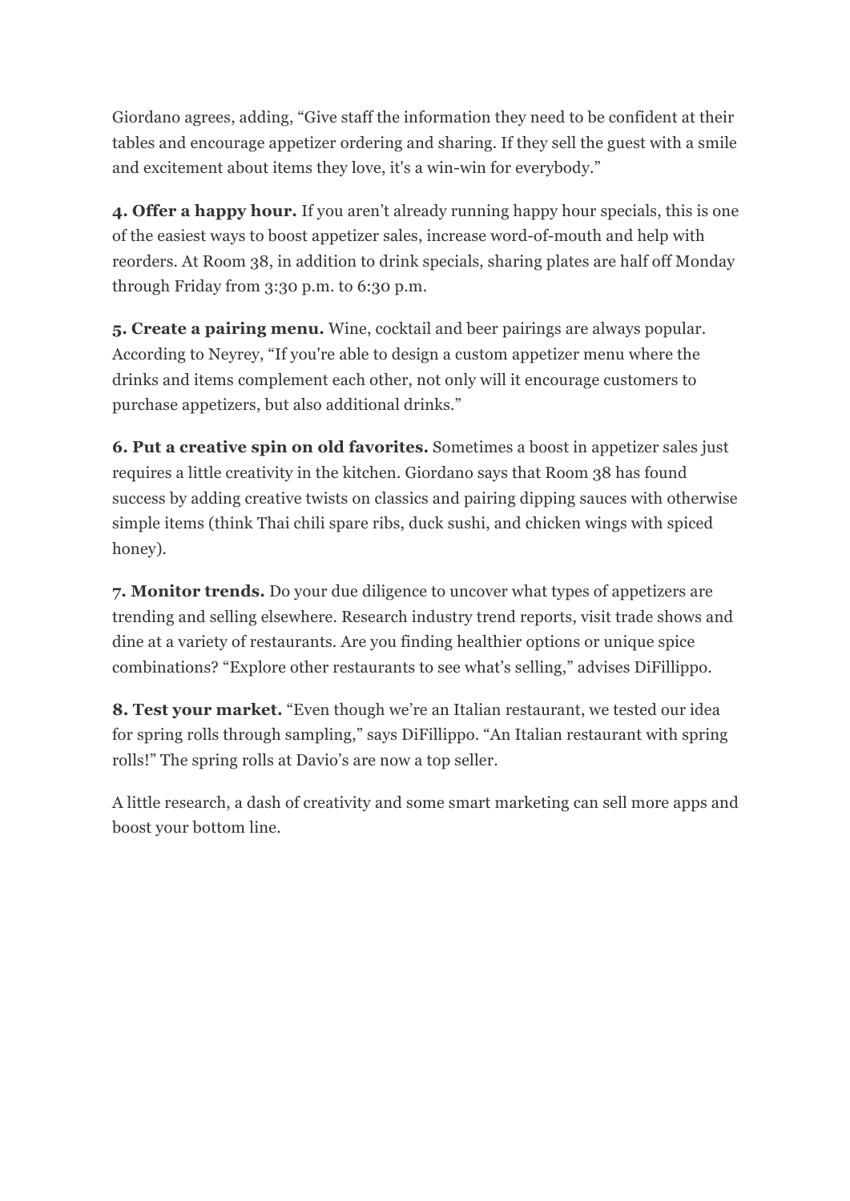Giordano agrees, adding, “Give staff the information they need to be confident at their tables and encourage appetizer ordering and sharing. If they sell the guest with a smile and excitement about items they love, it's a win-win for everybody.”

**4. Offer a happy hour.** If you aren’t already running happy hour specials, this is one of the easiest ways to boost appetizer sales, increase word-of-mouth and help with reorders. At Room 38, in addition to drink specials, sharing plates are half off Monday through Friday from 3:30 p.m. to 6:30 p.m.

**5. Create a pairing menu.** Wine, cocktail and beer pairings are always popular. According to Neyrey, “If you're able to design a custom appetizer menu where the drinks and items complement each other, not only will it encourage customers to purchase appetizers, but also additional drinks.”

**6. Put a creative spin on old favorites.** Sometimes a boost in appetizer sales just requires a little creativity in the kitchen. Giordano says that Room 38 has found success by adding creative twists on classics and pairing dipping sauces with otherwise simple items (think Thai chili spare ribs, duck sushi, and chicken wings with spiced honey).

**7. Monitor trends.** Do your due diligence to uncover what types of appetizers are trending and selling elsewhere. Research industry trend reports, visit trade shows and dine at a variety of restaurants. Are you finding healthier options or unique spice combinations? “Explore other restaurants to see what’s selling,” advises DiFillippo.

**8. Test your market.** “Even though we’re an Italian restaurant, we tested our idea for spring rolls through sampling,” says DiFillippo. “An Italian restaurant with spring rolls!” The spring rolls at Davio’s are now a top seller.

A little research, a dash of creativity and some smart marketing can sell more apps and boost your bottom line.